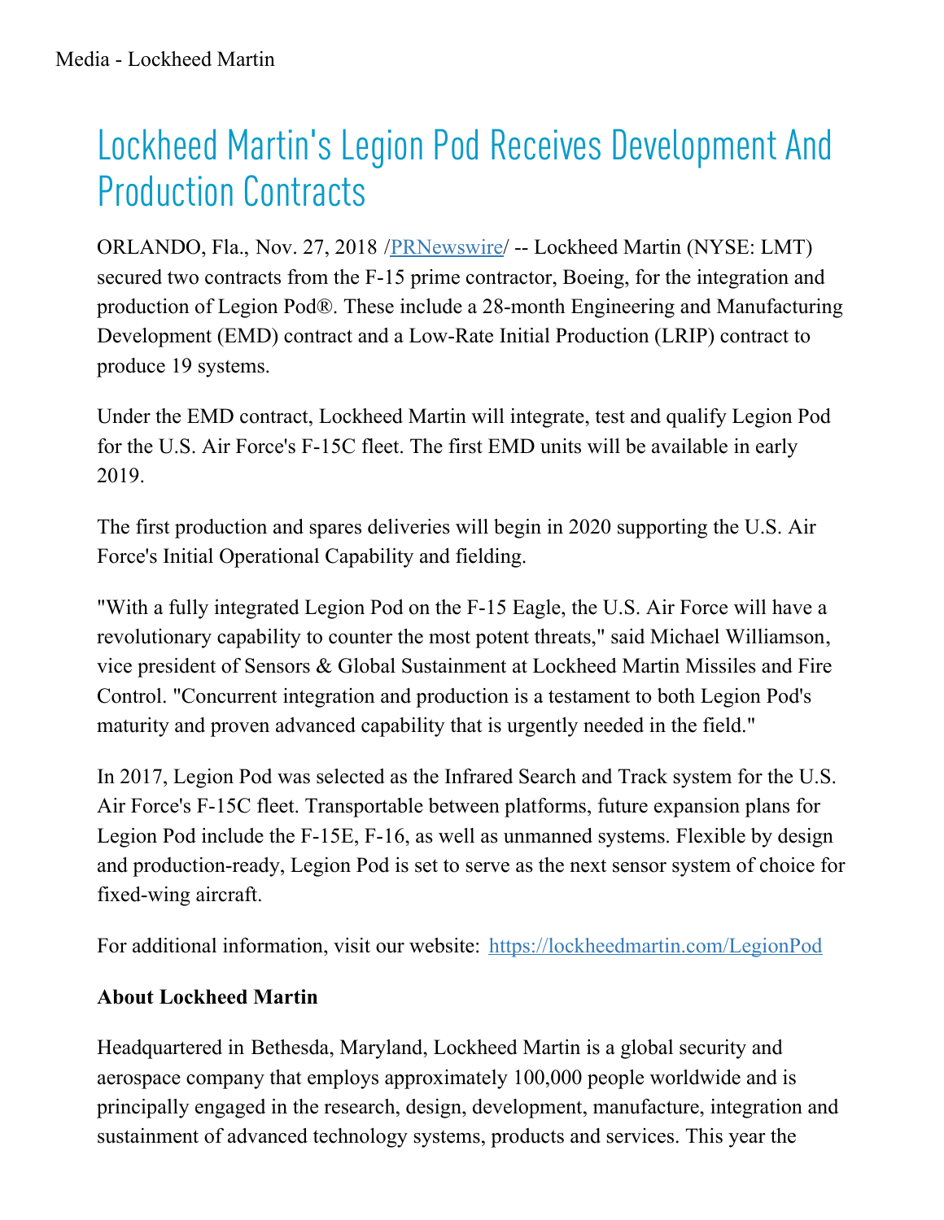# Lockheed Martin's Legion Pod Receives Development And Production Contracts

ORLANDO, Fla., Nov. 27, 2018 /PRNewswire/ -- Lockheed Martin (NYSE: LMT) secured two contracts from the F-15 prime contractor, Boeing, for the integration and production of Legion Pod®. These include a 28-month Engineering and Manufacturing Development (EMD) contract and a Low-Rate Initial Production (LRIP) contract to produce 19 systems.

Under the EMD contract, Lockheed Martin will integrate, test and qualify Legion Pod for the U.S. Air Force's F-15C fleet. The first EMD units will be available in early 2019.

The first production and spares deliveries will begin in 2020 supporting the U.S. Air Force's Initial Operational Capability and fielding.

"With a fully integrated Legion Pod on the F-15 Eagle, the U.S. Air Force will have a revolutionary capability to counter the most potent threats," said Michael Williamson, vice president of Sensors & Global Sustainment at Lockheed Martin Missiles and Fire Control. "Concurrent integration and production is a testament to both Legion Pod's maturity and proven advanced capability that is urgently needed in the field."

In 2017, Legion Pod was selected as the Infrared Search and Track system for the U.S. Air Force's F-15C fleet. Transportable between platforms, future expansion plans for Legion Pod include the F-15E, F-16, as well as unmanned systems. Flexible by design and production-ready, Legion Pod is set to serve as the next sensor system of choice for fixed-wing aircraft.

For additional information, visit our website: https://lockheedmartin.com/LegionPod

**About Lockheed Martin**

Headquartered in Bethesda, Maryland, Lockheed Martin is a global security and aerospace company that employs approximately 100,000 people worldwide and is principally engaged in the research, design, development, manufacture, integration and sustainment of advanced technology systems, products and services. This year the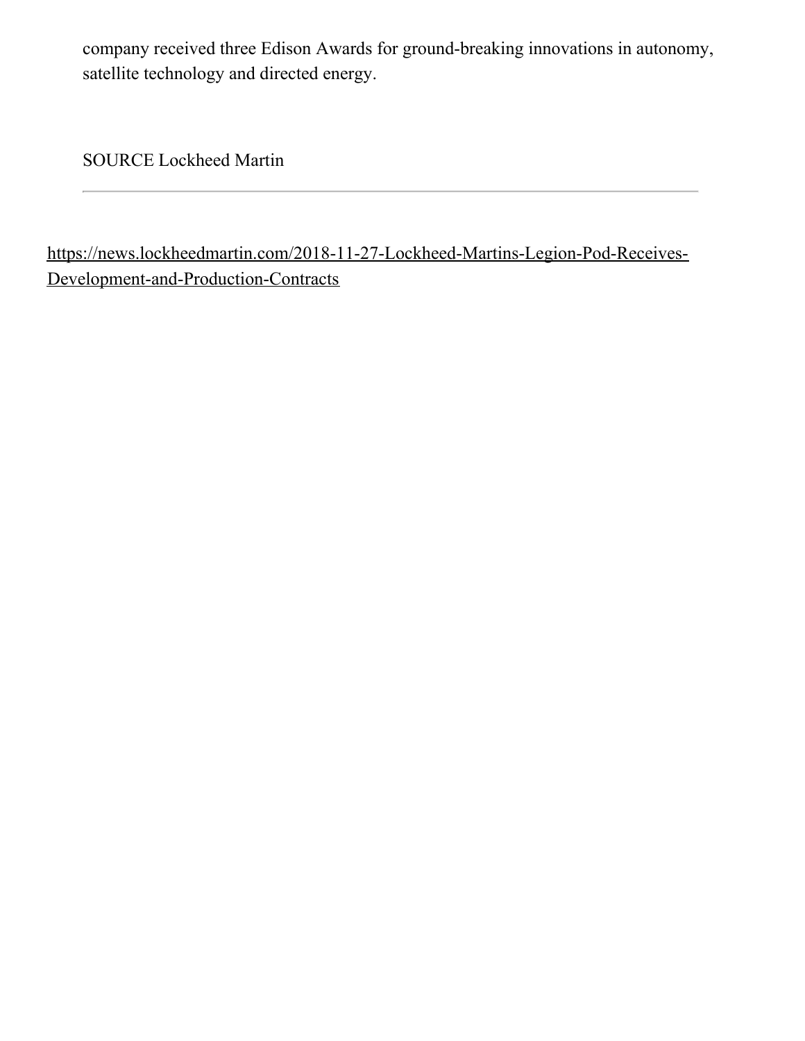company received three Edison Awards for ground-breaking innovations in autonomy, satellite technology and directed energy.

SOURCE Lockheed Martin

---

https://news.lockheedmartin.com/2018-11-27-Lockheed-Martins-Legion-Pod-Receives-Development-and-Production-Contracts